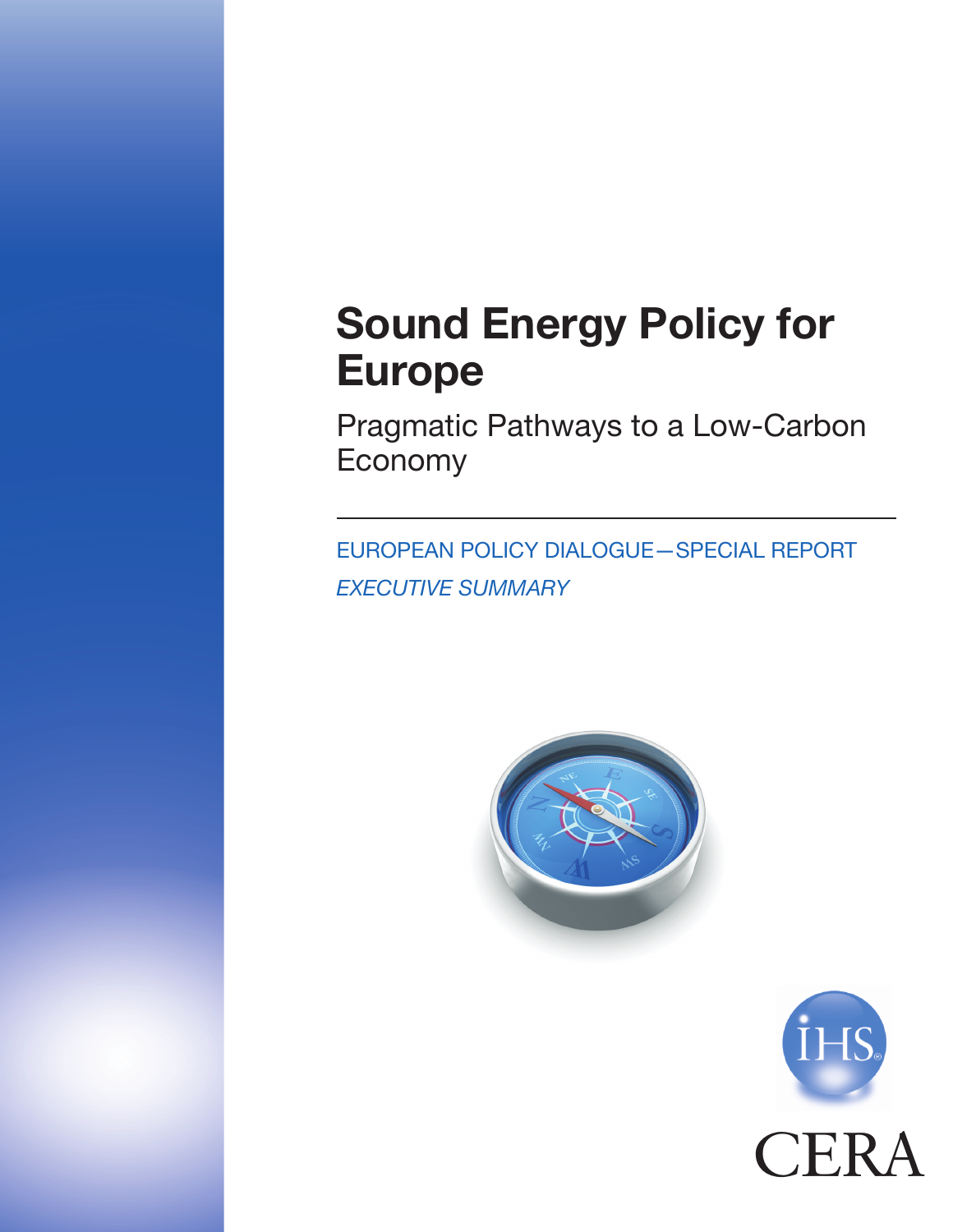# Sound Energy Policy for Europe

## Pragmatic Pathways to a Low-Carbon Economy

EUROPEAN POLICY DIALOGUE—SPECIAL REPORT

*EXECUTIVE SUMMARY*

IHS

CERA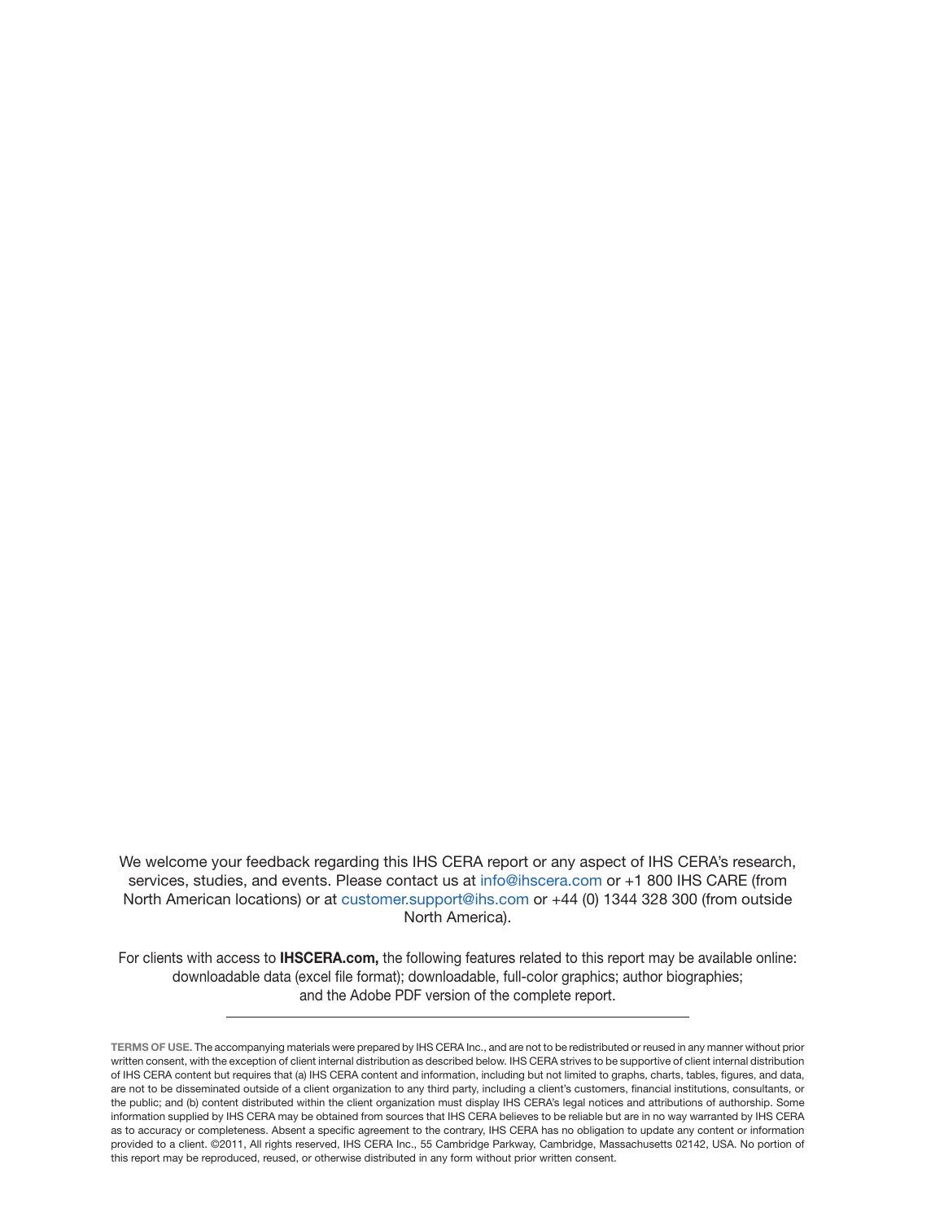We welcome your feedback regarding this IHS CERA report or any aspect of IHS CERA's research, services, studies, and events. Please contact us at info@ihscera.com or +1 800 IHS CARE (from North American locations) or at customer.support@ihs.com or +44 (0) 1344 328 300 (from outside North America).

For clients with access to **IHSCERA.com,** the following features related to this report may be available online: downloadable data (excel file format); downloadable, full-color graphics; author biographies; and the Adobe PDF version of the complete report.

---

**TERMS OF USE.** The accompanying materials were prepared by IHS CERA Inc., and are not to be redistributed or reused in any manner without prior written consent, with the exception of client internal distribution as described below. IHS CERA strives to be supportive of client internal distribution of IHS CERA content but requires that (a) IHS CERA content and information, including but not limited to graphs, charts, tables, figures, and data, are not to be disseminated outside of a client organization to any third party, including a client's customers, financial institutions, consultants, or the public; and (b) content distributed within the client organization must display IHS CERA's legal notices and attributions of authorship. Some information supplied by IHS CERA may be obtained from sources that IHS CERA believes to be reliable but are in no way warranted by IHS CERA as to accuracy or completeness. Absent a specific agreement to the contrary, IHS CERA has no obligation to update any content or information provided to a client. ©2011, All rights reserved, IHS CERA Inc., 55 Cambridge Parkway, Cambridge, Massachusetts 02142, USA. No portion of this report may be reproduced, reused, or otherwise distributed in any form without prior written consent.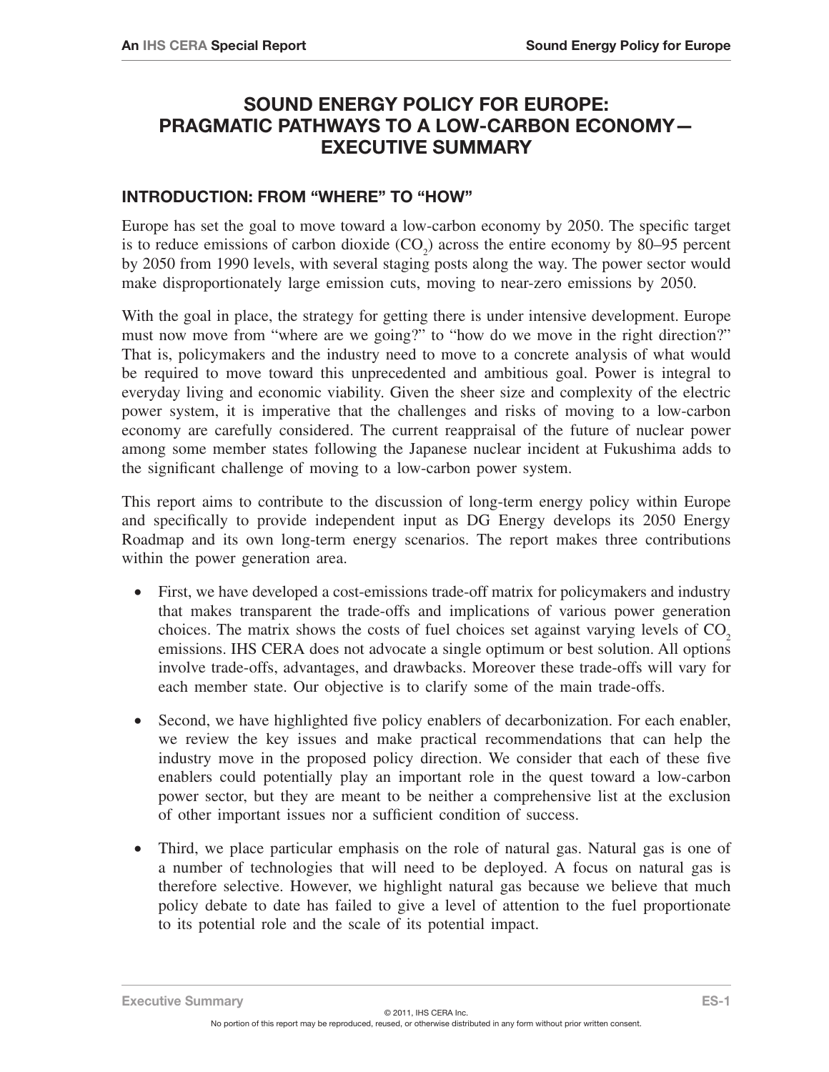# SOUND ENERGY POLICY FOR EUROPE: PRAGMATIC PATHWAYS TO A LOW-CARBON ECONOMY—EXECUTIVE SUMMARY

## INTRODUCTION: FROM "WHERE" TO "HOW"

Europe has set the goal to move toward a low-carbon economy by 2050. The specific target is to reduce emissions of carbon dioxide ($CO_2$) across the entire economy by 80–95 percent by 2050 from 1990 levels, with several staging posts along the way. The power sector would make disproportionately large emission cuts, moving to near-zero emissions by 2050.

With the goal in place, the strategy for getting there is under intensive development. Europe must now move from "where are we going?" to "how do we move in the right direction?" That is, policymakers and the industry need to move to a concrete analysis of what would be required to move toward this unprecedented and ambitious goal. Power is integral to everyday living and economic viability. Given the sheer size and complexity of the electric power system, it is imperative that the challenges and risks of moving to a low-carbon economy are carefully considered. The current reappraisal of the future of nuclear power among some member states following the Japanese nuclear incident at Fukushima adds to the significant challenge of moving to a low-carbon power system.

This report aims to contribute to the discussion of long-term energy policy within Europe and specifically to provide independent input as DG Energy develops its 2050 Energy Roadmap and its own long-term energy scenarios. The report makes three contributions within the power generation area.

- First, we have developed a cost-emissions trade-off matrix for policymakers and industry that makes transparent the trade-offs and implications of various power generation choices. The matrix shows the costs of fuel choices set against varying levels of $CO_2$ emissions. IHS CERA does not advocate a single optimum or best solution. All options involve trade-offs, advantages, and drawbacks. Moreover these trade-offs will vary for each member state. Our objective is to clarify some of the main trade-offs.

- Second, we have highlighted five policy enablers of decarbonization. For each enabler, we review the key issues and make practical recommendations that can help the industry move in the proposed policy direction. We consider that each of these five enablers could potentially play an important role in the quest toward a low-carbon power sector, but they are meant to be neither a comprehensive list at the exclusion of other important issues nor a sufficient condition of success.

- Third, we place particular emphasis on the role of natural gas. Natural gas is one of a number of technologies that will need to be deployed. A focus on natural gas is therefore selective. However, we highlight natural gas because we believe that much policy debate to date has failed to give a level of attention to the fuel proportionate to its potential role and the scale of its potential impact.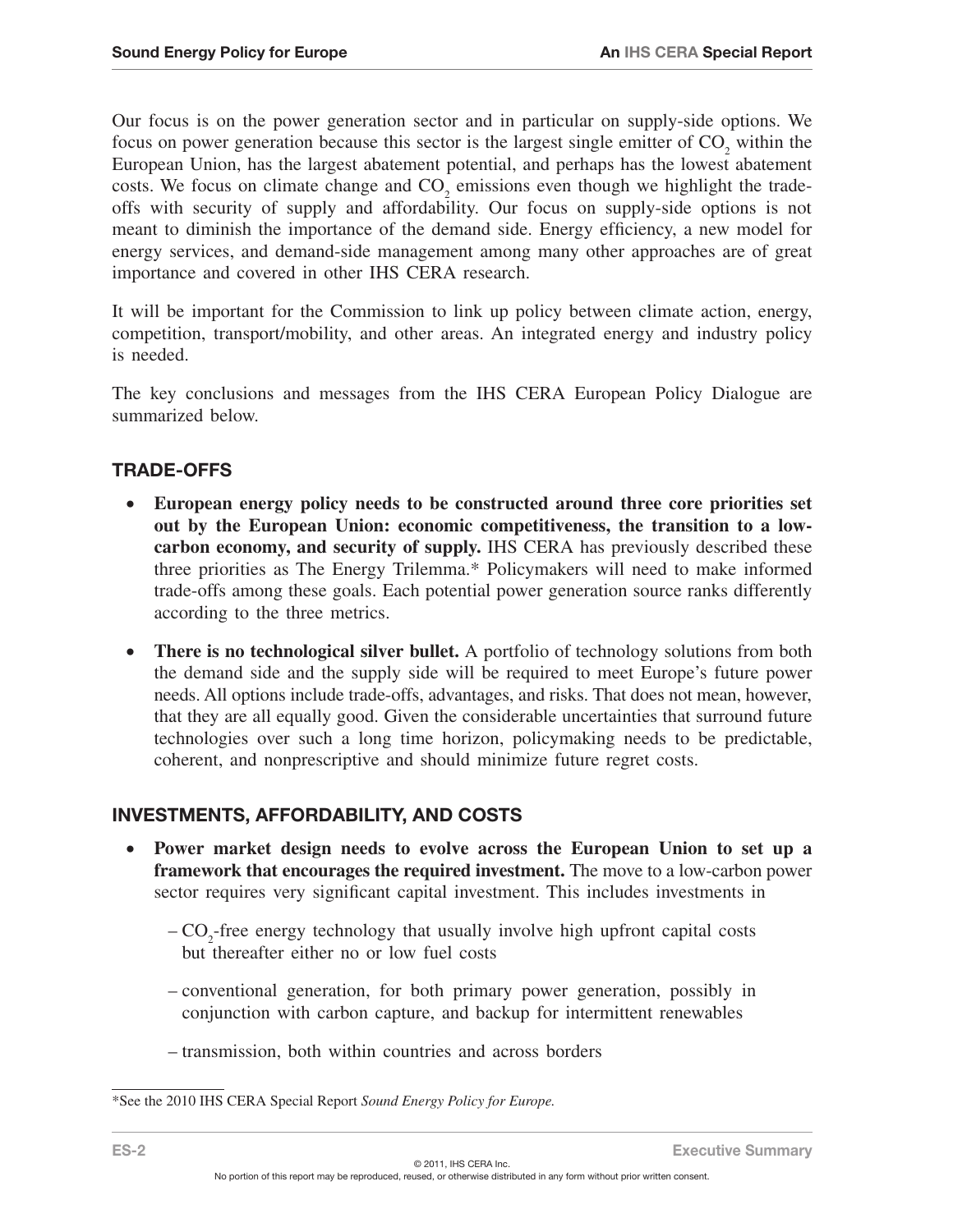Our focus is on the power generation sector and in particular on supply-side options. We focus on power generation because this sector is the largest single emitter of $CO_2$ within the European Union, has the largest abatement potential, and perhaps has the lowest abatement costs. We focus on climate change and $CO_2$ emissions even though we highlight the trade-offs with security of supply and affordability. Our focus on supply-side options is not meant to diminish the importance of the demand side. Energy efficiency, a new model for energy services, and demand-side management among many other approaches are of great importance and covered in other IHS CERA research.

It will be important for the Commission to link up policy between climate action, energy, competition, transport/mobility, and other areas. An integrated energy and industry policy is needed.

The key conclusions and messages from the IHS CERA European Policy Dialogue are summarized below.

## TRADE-OFFS

- **European energy policy needs to be constructed around three core priorities set out by the European Union: economic competitiveness, the transition to a low-carbon economy, and security of supply.** IHS CERA has previously described these three priorities as The Energy Trilemma.* Policymakers will need to make informed trade-offs among these goals. Each potential power generation source ranks differently according to the three metrics.

- **There is no technological silver bullet.** A portfolio of technology solutions from both the demand side and the supply side will be required to meet Europe's future power needs. All options include trade-offs, advantages, and risks. That does not mean, however, that they are all equally good. Given the considerable uncertainties that surround future technologies over such a long time horizon, policymaking needs to be predictable, coherent, and nonprescriptive and should minimize future regret costs.

## INVESTMENTS, AFFORDABILITY, AND COSTS

- **Power market design needs to evolve across the European Union to set up a framework that encourages the required investment.** The move to a low-carbon power sector requires very significant capital investment. This includes investments in
  - $CO_2$-free energy technology that usually involve high upfront capital costs but thereafter either no or low fuel costs
  - conventional generation, for both primary power generation, possibly in conjunction with carbon capture, and backup for intermittent renewables
  - transmission, both within countries and across borders

*See the 2010 IHS CERA Special Report *Sound Energy Policy for Europe.*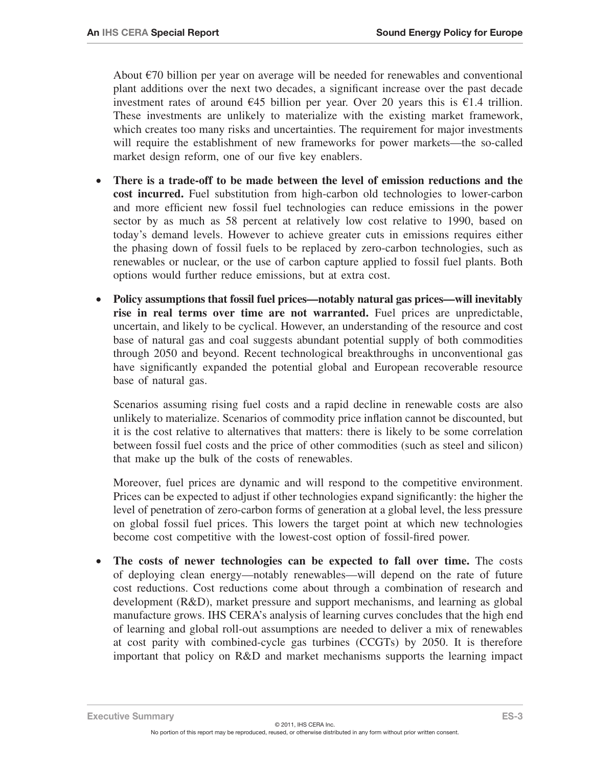About €70 billion per year on average will be needed for renewables and conventional plant additions over the next two decades, a significant increase over the past decade investment rates of around €45 billion per year. Over 20 years this is €1.4 trillion. These investments are unlikely to materialize with the existing market framework, which creates too many risks and uncertainties. The requirement for major investments will require the establishment of new frameworks for power markets—the so-called market design reform, one of our five key enablers.

- **There is a trade-off to be made between the level of emission reductions and the cost incurred.** Fuel substitution from high-carbon old technologies to lower-carbon and more efficient new fossil fuel technologies can reduce emissions in the power sector by as much as 58 percent at relatively low cost relative to 1990, based on today's demand levels. However to achieve greater cuts in emissions requires either the phasing down of fossil fuels to be replaced by zero-carbon technologies, such as renewables or nuclear, or the use of carbon capture applied to fossil fuel plants. Both options would further reduce emissions, but at extra cost.

- **Policy assumptions that fossil fuel prices—notably natural gas prices—will inevitably rise in real terms over time are not warranted.** Fuel prices are unpredictable, uncertain, and likely to be cyclical. However, an understanding of the resource and cost base of natural gas and coal suggests abundant potential supply of both commodities through 2050 and beyond. Recent technological breakthroughs in unconventional gas have significantly expanded the potential global and European recoverable resource base of natural gas.

  Scenarios assuming rising fuel costs and a rapid decline in renewable costs are also unlikely to materialize. Scenarios of commodity price inflation cannot be discounted, but it is the cost relative to alternatives that matters: there is likely to be some correlation between fossil fuel costs and the price of other commodities (such as steel and silicon) that make up the bulk of the costs of renewables.

  Moreover, fuel prices are dynamic and will respond to the competitive environment. Prices can be expected to adjust if other technologies expand significantly: the higher the level of penetration of zero-carbon forms of generation at a global level, the less pressure on global fossil fuel prices. This lowers the target point at which new technologies become cost competitive with the lowest-cost option of fossil-fired power.

- **The costs of newer technologies can be expected to fall over time.** The costs of deploying clean energy—notably renewables—will depend on the rate of future cost reductions. Cost reductions come about through a combination of research and development (R&D), market pressure and support mechanisms, and learning as global manufacture grows. IHS CERA's analysis of learning curves concludes that the high end of learning and global roll-out assumptions are needed to deliver a mix of renewables at cost parity with combined-cycle gas turbines (CCGTs) by 2050. It is therefore important that policy on R&D and market mechanisms supports the learning impact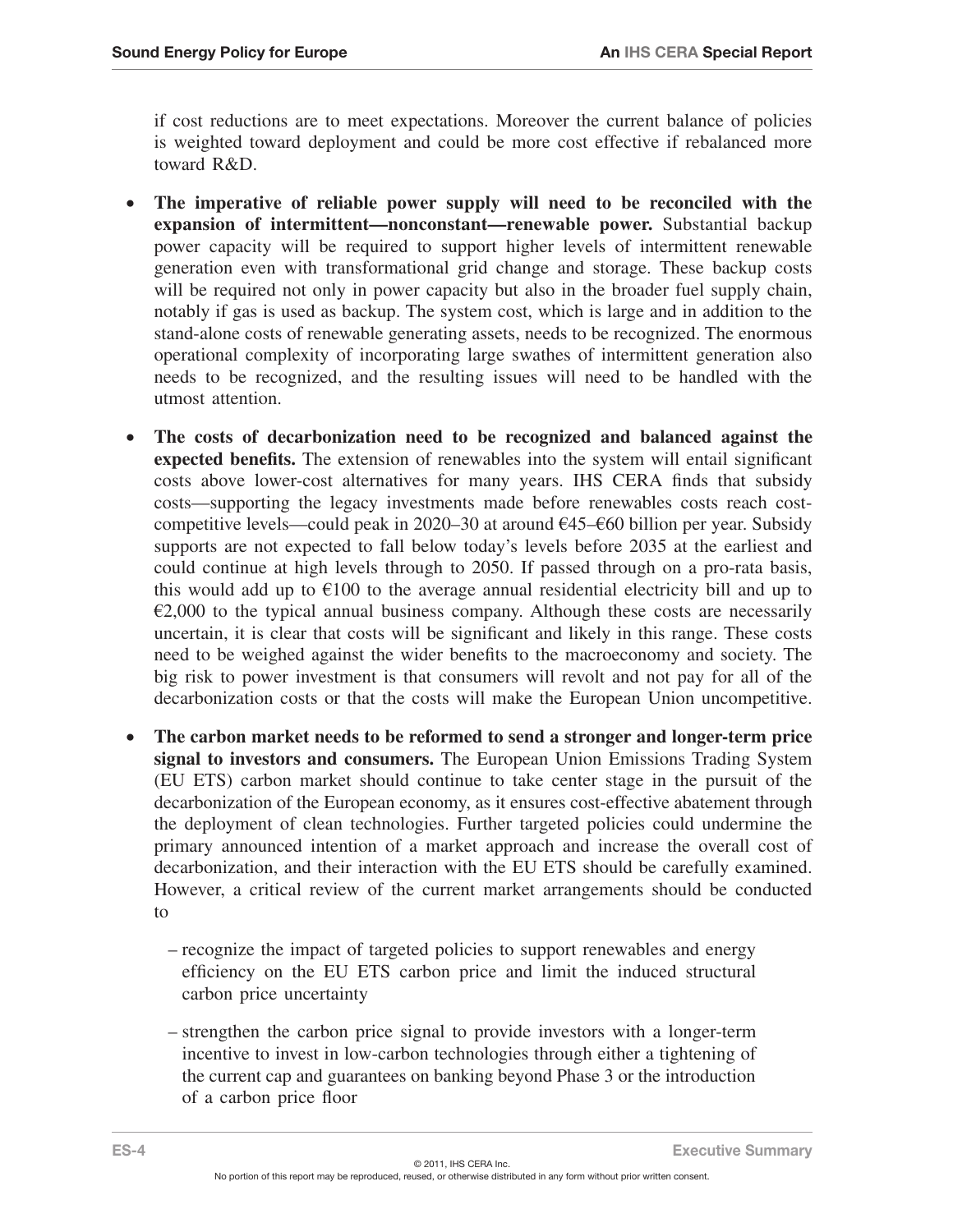if cost reductions are to meet expectations. Moreover the current balance of policies is weighted toward deployment and could be more cost effective if rebalanced more toward R&D.

- **The imperative of reliable power supply will need to be reconciled with the expansion of intermittent—nonconstant—renewable power.** Substantial backup power capacity will be required to support higher levels of intermittent renewable generation even with transformational grid change and storage. These backup costs will be required not only in power capacity but also in the broader fuel supply chain, notably if gas is used as backup. The system cost, which is large and in addition to the stand-alone costs of renewable generating assets, needs to be recognized. The enormous operational complexity of incorporating large swathes of intermittent generation also needs to be recognized, and the resulting issues will need to be handled with the utmost attention.

- **The costs of decarbonization need to be recognized and balanced against the expected benefits.** The extension of renewables into the system will entail significant costs above lower-cost alternatives for many years. IHS CERA finds that subsidy costs—supporting the legacy investments made before renewables costs reach cost-competitive levels—could peak in 2020–30 at around €45–€60 billion per year. Subsidy supports are not expected to fall below today's levels before 2035 at the earliest and could continue at high levels through to 2050. If passed through on a pro-rata basis, this would add up to €100 to the average annual residential electricity bill and up to €2,000 to the typical annual business company. Although these costs are necessarily uncertain, it is clear that costs will be significant and likely in this range. These costs need to be weighed against the wider benefits to the macroeconomy and society. The big risk to power investment is that consumers will revolt and not pay for all of the decarbonization costs or that the costs will make the European Union uncompetitive.

- **The carbon market needs to be reformed to send a stronger and longer-term price signal to investors and consumers.** The European Union Emissions Trading System (EU ETS) carbon market should continue to take center stage in the pursuit of the decarbonization of the European economy, as it ensures cost-effective abatement through the deployment of clean technologies. Further targeted policies could undermine the primary announced intention of a market approach and increase the overall cost of decarbonization, and their interaction with the EU ETS should be carefully examined. However, a critical review of the current market arrangements should be conducted to

  – recognize the impact of targeted policies to support renewables and energy efficiency on the EU ETS carbon price and limit the induced structural carbon price uncertainty

  – strengthen the carbon price signal to provide investors with a longer-term incentive to invest in low-carbon technologies through either a tightening of the current cap and guarantees on banking beyond Phase 3 or the introduction of a carbon price floor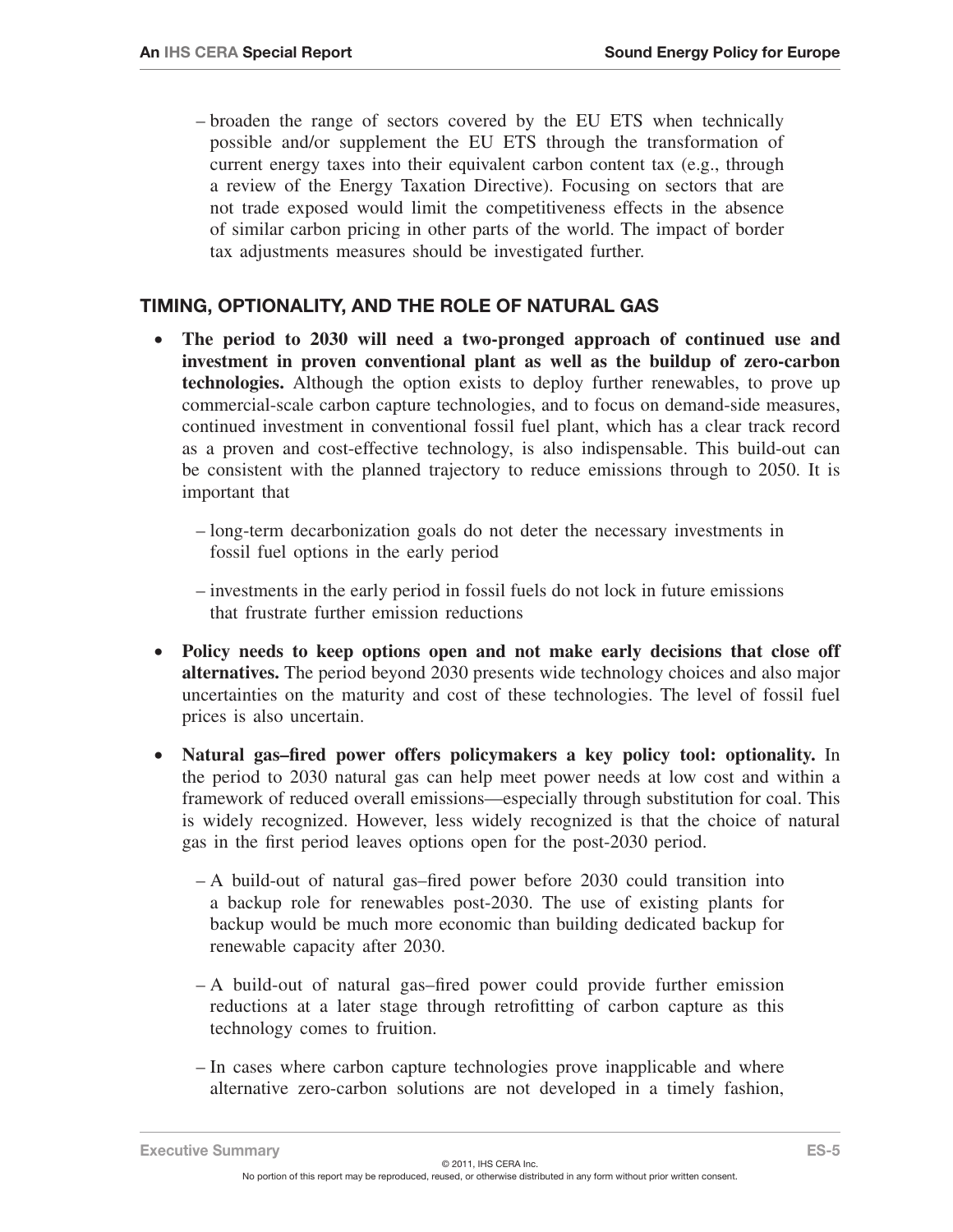- broaden the range of sectors covered by the EU ETS when technically possible and/or supplement the EU ETS through the transformation of current energy taxes into their equivalent carbon content tax (e.g., through a review of the Energy Taxation Directive). Focusing on sectors that are not trade exposed would limit the competitiveness effects in the absence of similar carbon pricing in other parts of the world. The impact of border tax adjustments measures should be investigated further.

## TIMING, OPTIONALITY, AND THE ROLE OF NATURAL GAS

- **The period to 2030 will need a two-pronged approach of continued use and investment in proven conventional plant as well as the buildup of zero-carbon technologies.** Although the option exists to deploy further renewables, to prove up commercial-scale carbon capture technologies, and to focus on demand-side measures, continued investment in conventional fossil fuel plant, which has a clear track record as a proven and cost-effective technology, is also indispensable. This build-out can be consistent with the planned trajectory to reduce emissions through to 2050. It is important that
  - long-term decarbonization goals do not deter the necessary investments in fossil fuel options in the early period
  - investments in the early period in fossil fuels do not lock in future emissions that frustrate further emission reductions
- **Policy needs to keep options open and not make early decisions that close off alternatives.** The period beyond 2030 presents wide technology choices and also major uncertainties on the maturity and cost of these technologies. The level of fossil fuel prices is also uncertain.
- **Natural gas–fired power offers policymakers a key policy tool: optionality.** In the period to 2030 natural gas can help meet power needs at low cost and within a framework of reduced overall emissions—especially through substitution for coal. This is widely recognized. However, less widely recognized is that the choice of natural gas in the first period leaves options open for the post-2030 period.
  - A build-out of natural gas–fired power before 2030 could transition into a backup role for renewables post-2030. The use of existing plants for backup would be much more economic than building dedicated backup for renewable capacity after 2030.
  - A build-out of natural gas–fired power could provide further emission reductions at a later stage through retrofitting of carbon capture as this technology comes to fruition.
  - In cases where carbon capture technologies prove inapplicable and where alternative zero-carbon solutions are not developed in a timely fashion,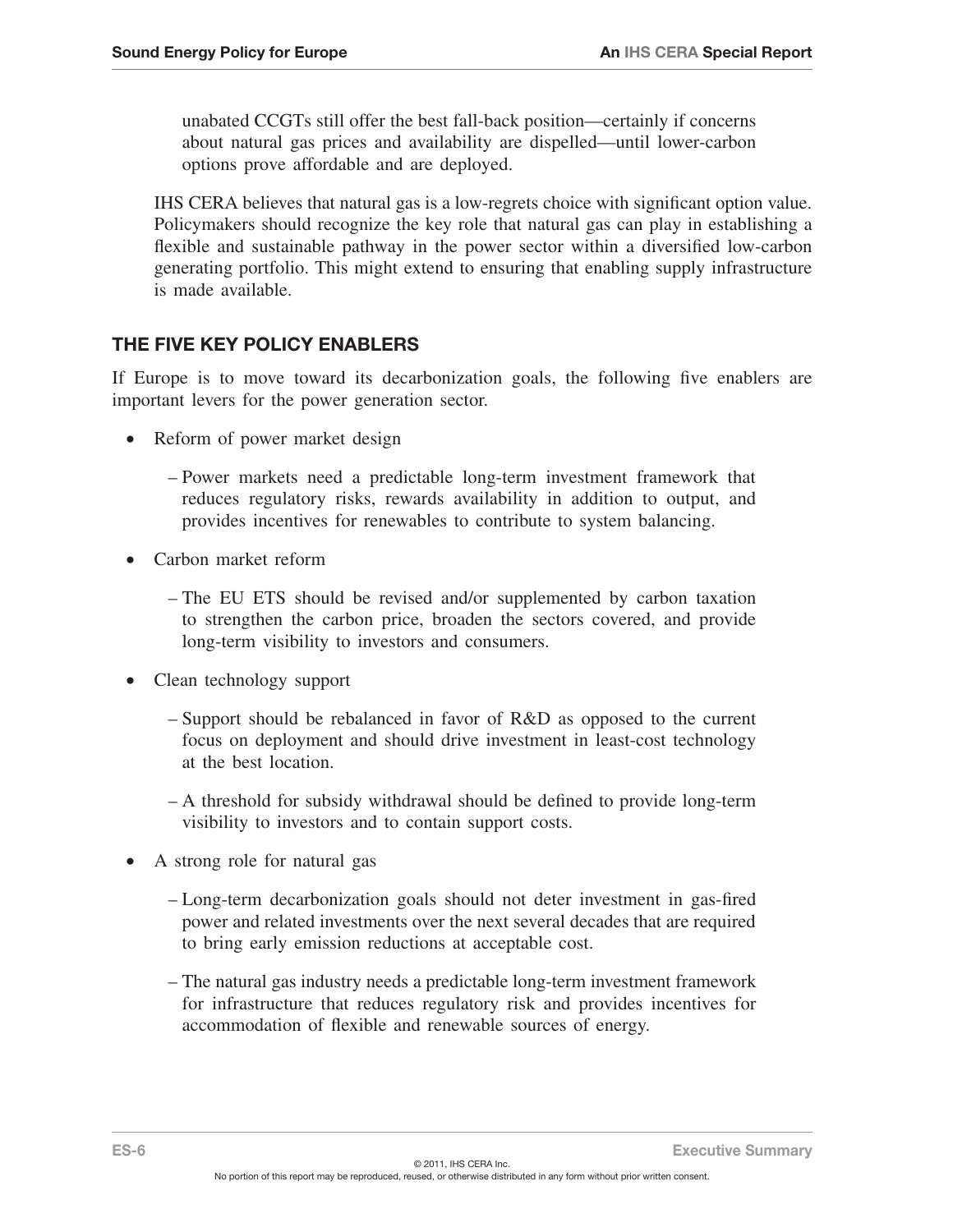unabated CCGTs still offer the best fall-back position—certainly if concerns about natural gas prices and availability are dispelled—until lower-carbon options prove affordable and are deployed.

IHS CERA believes that natural gas is a low-regrets choice with significant option value. Policymakers should recognize the key role that natural gas can play in establishing a flexible and sustainable pathway in the power sector within a diversified low-carbon generating portfolio. This might extend to ensuring that enabling supply infrastructure is made available.

## THE FIVE KEY POLICY ENABLERS

If Europe is to move toward its decarbonization goals, the following five enablers are important levers for the power generation sector.

- Reform of power market design
  - Power markets need a predictable long-term investment framework that reduces regulatory risks, rewards availability in addition to output, and provides incentives for renewables to contribute to system balancing.
- Carbon market reform
  - The EU ETS should be revised and/or supplemented by carbon taxation to strengthen the carbon price, broaden the sectors covered, and provide long-term visibility to investors and consumers.
- Clean technology support
  - Support should be rebalanced in favor of R&D as opposed to the current focus on deployment and should drive investment in least-cost technology at the best location.
  - A threshold for subsidy withdrawal should be defined to provide long-term visibility to investors and to contain support costs.
- A strong role for natural gas
  - Long-term decarbonization goals should not deter investment in gas-fired power and related investments over the next several decades that are required to bring early emission reductions at acceptable cost.
  - The natural gas industry needs a predictable long-term investment framework for infrastructure that reduces regulatory risk and provides incentives for accommodation of flexible and renewable sources of energy.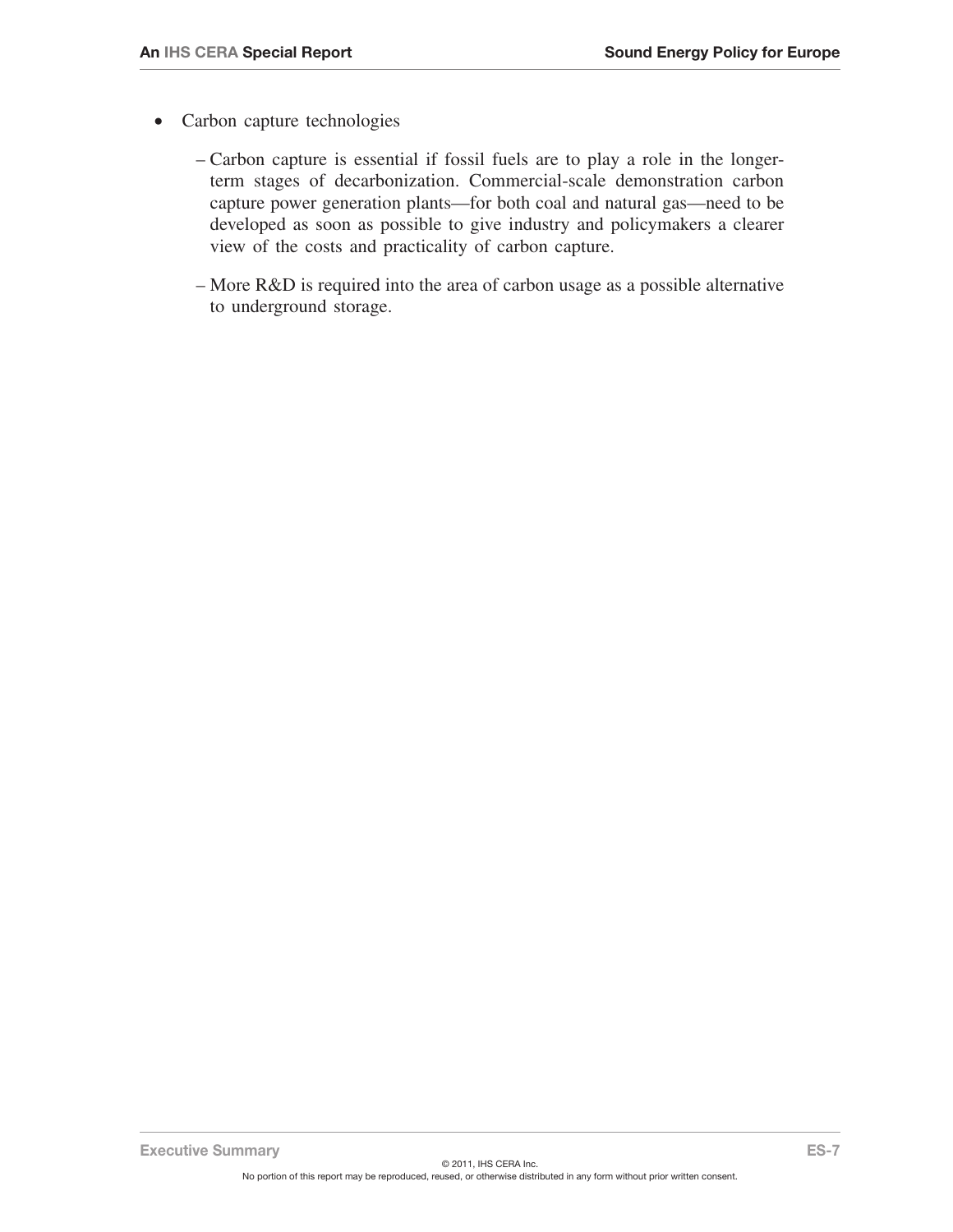- Carbon capture technologies
  - Carbon capture is essential if fossil fuels are to play a role in the longer-term stages of decarbonization. Commercial-scale demonstration carbon capture power generation plants—for both coal and natural gas—need to be developed as soon as possible to give industry and policymakers a clearer view of the costs and practicality of carbon capture.
  - More R&D is required into the area of carbon usage as a possible alternative to underground storage.